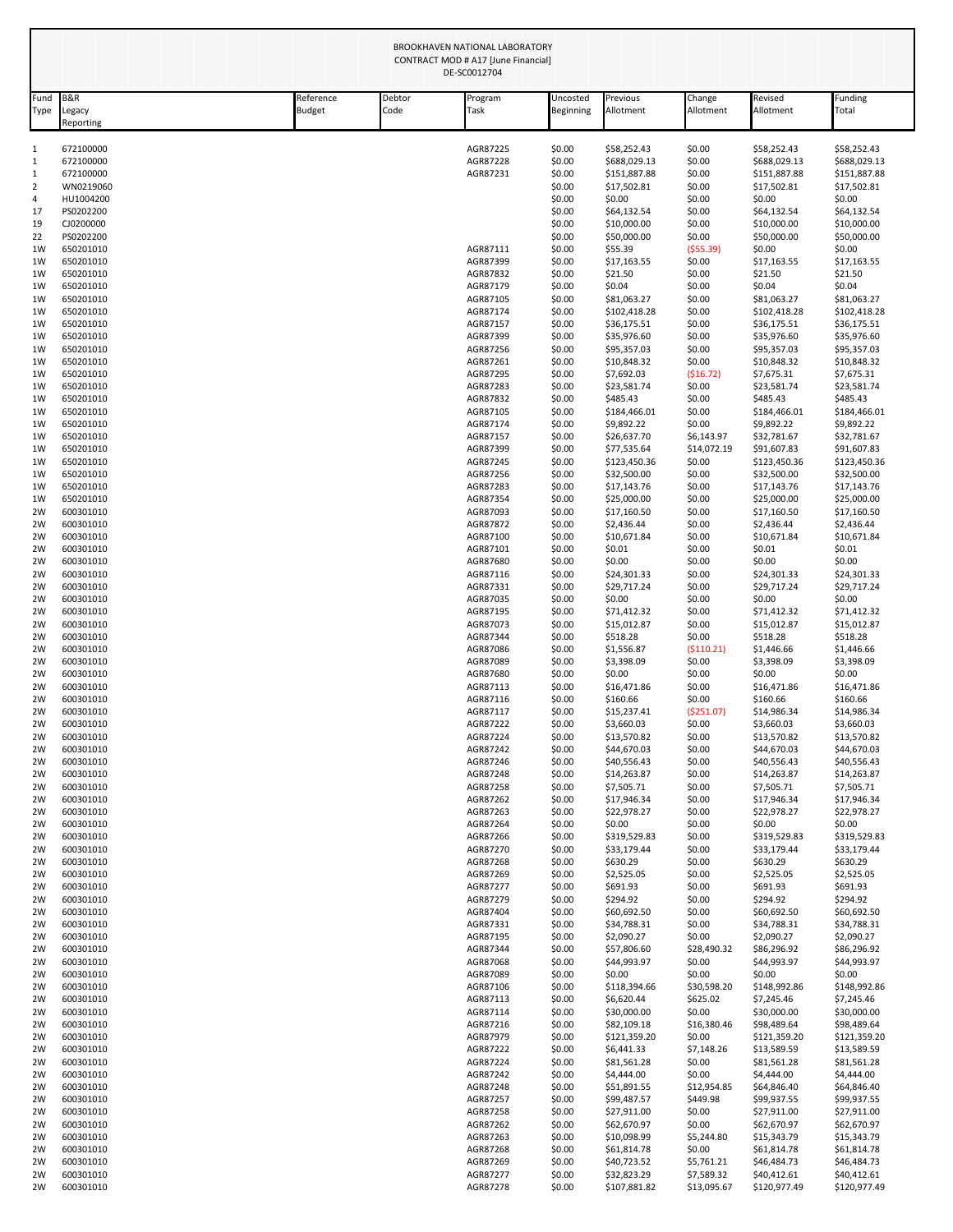BROOKHAVEN NATIONAL LABORATORY
CONTRACT MOD # A17 [June Financial]
DE-SC0012704

| Fund Type | B&R Legacy Reporting | Reference Budget | Debtor Code | Program Task | Uncosted Beginning | Previous Allotment | Change Allotment | Revised Allotment | Funding Total |
|---|---|---|---|---|---|---|---|---|---|
| 1 | 672100000 | | | AGR87225 | $0.00 | $58,252.43 | $0.00 | $58,252.43 | $58,252.43 |
| 1 | 672100000 | | | AGR87228 | $0.00 | $688,029.13 | $0.00 | $688,029.13 | $688,029.13 |
| 1 | 672100000 | | | AGR87231 | $0.00 | $151,887.88 | $0.00 | $151,887.88 | $151,887.88 |
| 2 | WN0219060 | | | | $0.00 | $17,502.81 | $0.00 | $17,502.81 | $17,502.81 |
| 4 | HU1004200 | | | | $0.00 | $0.00 | $0.00 | $0.00 | $0.00 |
| 17 | PS0202200 | | | | $0.00 | $64,132.54 | $0.00 | $64,132.54 | $64,132.54 |
| 19 | CJ0200000 | | | | $0.00 | $10,000.00 | $0.00 | $10,000.00 | $10,000.00 |
| 22 | PS0202200 | | | | $0.00 | $50,000.00 | $0.00 | $50,000.00 | $50,000.00 |
| 1W | 650201010 | | | AGR87111 | $0.00 | $55.39 | ($55.39) | $0.00 | $0.00 |
| 1W | 650201010 | | | AGR87399 | $0.00 | $17,163.55 | $0.00 | $17,163.55 | $17,163.55 |
| 1W | 650201010 | | | AGR87832 | $0.00 | $21.50 | $0.00 | $21.50 | $21.50 |
| 1W | 650201010 | | | AGR87179 | $0.00 | $0.04 | $0.00 | $0.04 | $0.04 |
| 1W | 650201010 | | | AGR87105 | $0.00 | $81,063.27 | $0.00 | $81,063.27 | $81,063.27 |
| 1W | 650201010 | | | AGR87174 | $0.00 | $102,418.28 | $0.00 | $102,418.28 | $102,418.28 |
| 1W | 650201010 | | | AGR87157 | $0.00 | $36,175.51 | $0.00 | $36,175.51 | $36,175.51 |
| 1W | 650201010 | | | AGR87399 | $0.00 | $35,976.60 | $0.00 | $35,976.60 | $35,976.60 |
| 1W | 650201010 | | | AGR87256 | $0.00 | $95,357.03 | $0.00 | $95,357.03 | $95,357.03 |
| 1W | 650201010 | | | AGR87261 | $0.00 | $10,848.32 | $0.00 | $10,848.32 | $10,848.32 |
| 1W | 650201010 | | | AGR87295 | $0.00 | $7,692.03 | ($16.72) | $7,675.31 | $7,675.31 |
| 1W | 650201010 | | | AGR87283 | $0.00 | $23,581.74 | $0.00 | $23,581.74 | $23,581.74 |
| 1W | 650201010 | | | AGR87832 | $0.00 | $485.43 | $0.00 | $485.43 | $485.43 |
| 1W | 650201010 | | | AGR87105 | $0.00 | $184,466.01 | $0.00 | $184,466.01 | $184,466.01 |
| 1W | 650201010 | | | AGR87174 | $0.00 | $9,892.22 | $0.00 | $9,892.22 | $9,892.22 |
| 1W | 650201010 | | | AGR87157 | $0.00 | $26,637.70 | $6,143.97 | $32,781.67 | $32,781.67 |
| 1W | 650201010 | | | AGR87399 | $0.00 | $77,535.64 | $14,072.19 | $91,607.83 | $91,607.83 |
| 1W | 650201010 | | | AGR87245 | $0.00 | $123,450.36 | $0.00 | $123,450.36 | $123,450.36 |
| 1W | 650201010 | | | AGR87256 | $0.00 | $32,500.00 | $0.00 | $32,500.00 | $32,500.00 |
| 1W | 650201010 | | | AGR87283 | $0.00 | $17,143.76 | $0.00 | $17,143.76 | $17,143.76 |
| 1W | 650201010 | | | AGR87354 | $0.00 | $25,000.00 | $0.00 | $25,000.00 | $25,000.00 |
| 2W | 600301010 | | | AGR87093 | $0.00 | $17,160.50 | $0.00 | $17,160.50 | $17,160.50 |
| 2W | 600301010 | | | AGR87872 | $0.00 | $2,436.44 | $0.00 | $2,436.44 | $2,436.44 |
| 2W | 600301010 | | | AGR87100 | $0.00 | $10,671.84 | $0.00 | $10,671.84 | $10,671.84 |
| 2W | 600301010 | | | AGR87101 | $0.00 | $0.01 | $0.00 | $0.01 | $0.01 |
| 2W | 600301010 | | | AGR87680 | $0.00 | $0.00 | $0.00 | $0.00 | $0.00 |
| 2W | 600301010 | | | AGR87116 | $0.00 | $24,301.33 | $0.00 | $24,301.33 | $24,301.33 |
| 2W | 600301010 | | | AGR87331 | $0.00 | $29,717.24 | $0.00 | $29,717.24 | $29,717.24 |
| 2W | 600301010 | | | AGR87035 | $0.00 | $0.00 | $0.00 | $0.00 | $0.00 |
| 2W | 600301010 | | | AGR87195 | $0.00 | $71,412.32 | $0.00 | $71,412.32 | $71,412.32 |
| 2W | 600301010 | | | AGR87073 | $0.00 | $15,012.87 | $0.00 | $15,012.87 | $15,012.87 |
| 2W | 600301010 | | | AGR87344 | $0.00 | $518.28 | $0.00 | $518.28 | $518.28 |
| 2W | 600301010 | | | AGR87086 | $0.00 | $1,556.87 | ($110.21) | $1,446.66 | $1,446.66 |
| 2W | 600301010 | | | AGR87089 | $0.00 | $3,398.09 | $0.00 | $3,398.09 | $3,398.09 |
| 2W | 600301010 | | | AGR87680 | $0.00 | $0.00 | $0.00 | $0.00 | $0.00 |
| 2W | 600301010 | | | AGR87113 | $0.00 | $16,471.86 | $0.00 | $16,471.86 | $16,471.86 |
| 2W | 600301010 | | | AGR87116 | $0.00 | $160.66 | $0.00 | $160.66 | $160.66 |
| 2W | 600301010 | | | AGR87117 | $0.00 | $15,237.41 | ($251.07) | $14,986.34 | $14,986.34 |
| 2W | 600301010 | | | AGR87222 | $0.00 | $3,660.03 | $0.00 | $3,660.03 | $3,660.03 |
| 2W | 600301010 | | | AGR87224 | $0.00 | $13,570.82 | $0.00 | $13,570.82 | $13,570.82 |
| 2W | 600301010 | | | AGR87242 | $0.00 | $44,670.03 | $0.00 | $44,670.03 | $44,670.03 |
| 2W | 600301010 | | | AGR87246 | $0.00 | $40,556.43 | $0.00 | $40,556.43 | $40,556.43 |
| 2W | 600301010 | | | AGR87248 | $0.00 | $14,263.87 | $0.00 | $14,263.87 | $14,263.87 |
| 2W | 600301010 | | | AGR87258 | $0.00 | $7,505.71 | $0.00 | $7,505.71 | $7,505.71 |
| 2W | 600301010 | | | AGR87262 | $0.00 | $17,946.34 | $0.00 | $17,946.34 | $17,946.34 |
| 2W | 600301010 | | | AGR87263 | $0.00 | $22,978.27 | $0.00 | $22,978.27 | $22,978.27 |
| 2W | 600301010 | | | AGR87264 | $0.00 | $0.00 | $0.00 | $0.00 | $0.00 |
| 2W | 600301010 | | | AGR87266 | $0.00 | $319,529.83 | $0.00 | $319,529.83 | $319,529.83 |
| 2W | 600301010 | | | AGR87270 | $0.00 | $33,179.44 | $0.00 | $33,179.44 | $33,179.44 |
| 2W | 600301010 | | | AGR87268 | $0.00 | $630.29 | $0.00 | $630.29 | $630.29 |
| 2W | 600301010 | | | AGR87269 | $0.00 | $2,525.05 | $0.00 | $2,525.05 | $2,525.05 |
| 2W | 600301010 | | | AGR87277 | $0.00 | $691.93 | $0.00 | $691.93 | $691.93 |
| 2W | 600301010 | | | AGR87279 | $0.00 | $294.92 | $0.00 | $294.92 | $294.92 |
| 2W | 600301010 | | | AGR87404 | $0.00 | $60,692.50 | $0.00 | $60,692.50 | $60,692.50 |
| 2W | 600301010 | | | AGR87331 | $0.00 | $34,788.31 | $0.00 | $34,788.31 | $34,788.31 |
| 2W | 600301010 | | | AGR87195 | $0.00 | $2,090.27 | $0.00 | $2,090.27 | $2,090.27 |
| 2W | 600301010 | | | AGR87344 | $0.00 | $57,806.60 | $28,490.32 | $86,296.92 | $86,296.92 |
| 2W | 600301010 | | | AGR87068 | $0.00 | $44,993.97 | $0.00 | $44,993.97 | $44,993.97 |
| 2W | 600301010 | | | AGR87089 | $0.00 | $0.00 | $0.00 | $0.00 | $0.00 |
| 2W | 600301010 | | | AGR87106 | $0.00 | $118,394.66 | $30,598.20 | $148,992.86 | $148,992.86 |
| 2W | 600301010 | | | AGR87113 | $0.00 | $6,620.44 | $625.02 | $7,245.46 | $7,245.46 |
| 2W | 600301010 | | | AGR87114 | $0.00 | $30,000.00 | $0.00 | $30,000.00 | $30,000.00 |
| 2W | 600301010 | | | AGR87216 | $0.00 | $82,109.18 | $16,380.46 | $98,489.64 | $98,489.64 |
| 2W | 600301010 | | | AGR87979 | $0.00 | $121,359.20 | $0.00 | $121,359.20 | $121,359.20 |
| 2W | 600301010 | | | AGR87222 | $0.00 | $6,441.33 | $7,148.26 | $13,589.59 | $13,589.59 |
| 2W | 600301010 | | | AGR87224 | $0.00 | $81,561.28 | $0.00 | $81,561.28 | $81,561.28 |
| 2W | 600301010 | | | AGR87242 | $0.00 | $4,444.00 | $0.00 | $4,444.00 | $4,444.00 |
| 2W | 600301010 | | | AGR87248 | $0.00 | $51,891.55 | $12,954.85 | $64,846.40 | $64,846.40 |
| 2W | 600301010 | | | AGR87257 | $0.00 | $99,487.57 | $449.98 | $99,937.55 | $99,937.55 |
| 2W | 600301010 | | | AGR87258 | $0.00 | $27,911.00 | $0.00 | $27,911.00 | $27,911.00 |
| 2W | 600301010 | | | AGR87262 | $0.00 | $62,670.97 | $0.00 | $62,670.97 | $62,670.97 |
| 2W | 600301010 | | | AGR87263 | $0.00 | $10,098.99 | $5,244.80 | $15,343.79 | $15,343.79 |
| 2W | 600301010 | | | AGR87268 | $0.00 | $61,814.78 | $0.00 | $61,814.78 | $61,814.78 |
| 2W | 600301010 | | | AGR87269 | $0.00 | $40,723.52 | $5,761.21 | $46,484.73 | $46,484.73 |
| 2W | 600301010 | | | AGR87277 | $0.00 | $32,823.29 | $7,589.32 | $40,412.61 | $40,412.61 |
| 2W | 600301010 | | | AGR87278 | $0.00 | $107,881.82 | $13,095.67 | $120,977.49 | $120,977.49 |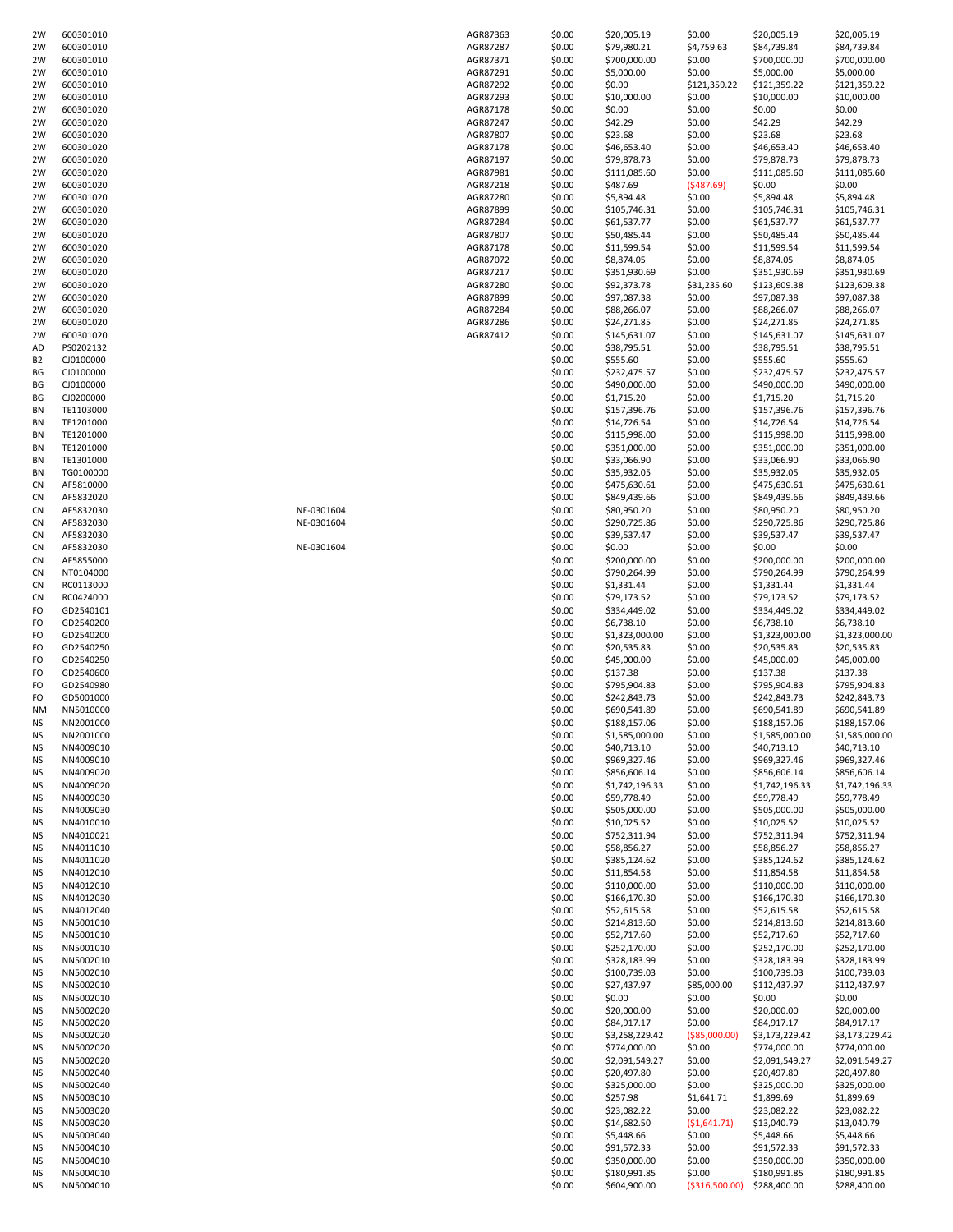| | | | | | | | | |
|---|---|---|---|---|---|---|---|---|
| 2W | 600301010 | | AGR87363 | $0.00 | $20,005.19 | $0.00 | $20,005.19 | $20,005.19 |
| 2W | 600301010 | | AGR87287 | $0.00 | $79,980.21 | $4,759.63 | $84,739.84 | $84,739.84 |
| 2W | 600301010 | | AGR87371 | $0.00 | $700,000.00 | $0.00 | $700,000.00 | $700,000.00 |
| 2W | 600301010 | | AGR87291 | $0.00 | $5,000.00 | $0.00 | $5,000.00 | $5,000.00 |
| 2W | 600301010 | | AGR87292 | $0.00 | $0.00 | $121,359.22 | $121,359.22 | $121,359.22 |
| 2W | 600301010 | | AGR87293 | $0.00 | $10,000.00 | $0.00 | $10,000.00 | $10,000.00 |
| 2W | 600301020 | | AGR87178 | $0.00 | $0.00 | $0.00 | $0.00 | $0.00 |
| 2W | 600301020 | | AGR87247 | $0.00 | $42.29 | $0.00 | $42.29 | $42.29 |
| 2W | 600301020 | | AGR87807 | $0.00 | $23.68 | $0.00 | $23.68 | $23.68 |
| 2W | 600301020 | | AGR87178 | $0.00 | $46,653.40 | $0.00 | $46,653.40 | $46,653.40 |
| 2W | 600301020 | | AGR87197 | $0.00 | $79,878.73 | $0.00 | $79,878.73 | $79,878.73 |
| 2W | 600301020 | | AGR87981 | $0.00 | $111,085.60 | $0.00 | $111,085.60 | $111,085.60 |
| 2W | 600301020 | | AGR87218 | $0.00 | $487.69 | ($487.69) | $0.00 | $0.00 |
| 2W | 600301020 | | AGR87280 | $0.00 | $5,894.48 | $0.00 | $5,894.48 | $5,894.48 |
| 2W | 600301020 | | AGR87899 | $0.00 | $105,746.31 | $0.00 | $105,746.31 | $105,746.31 |
| 2W | 600301020 | | AGR87284 | $0.00 | $61,537.77 | $0.00 | $61,537.77 | $61,537.77 |
| 2W | 600301020 | | AGR87807 | $0.00 | $50,485.44 | $0.00 | $50,485.44 | $50,485.44 |
| 2W | 600301020 | | AGR87178 | $0.00 | $11,599.54 | $0.00 | $11,599.54 | $11,599.54 |
| 2W | 600301020 | | AGR87072 | $0.00 | $8,874.05 | $0.00 | $8,874.05 | $8,874.05 |
| 2W | 600301020 | | AGR87217 | $0.00 | $351,930.69 | $0.00 | $351,930.69 | $351,930.69 |
| 2W | 600301020 | | AGR87280 | $0.00 | $92,373.78 | $31,235.60 | $123,609.38 | $123,609.38 |
| 2W | 600301020 | | AGR87899 | $0.00 | $97,087.38 | $0.00 | $97,087.38 | $97,087.38 |
| 2W | 600301020 | | AGR87284 | $0.00 | $88,266.07 | $0.00 | $88,266.07 | $88,266.07 |
| 2W | 600301020 | | AGR87286 | $0.00 | $24,271.85 | $0.00 | $24,271.85 | $24,271.85 |
| 2W | 600301020 | | AGR87412 | $0.00 | $145,631.07 | $0.00 | $145,631.07 | $145,631.07 |
| AD | PS0202132 | | | $0.00 | $38,795.51 | $0.00 | $38,795.51 | $38,795.51 |
| B2 | CJ0100000 | | | $0.00 | $555.60 | $0.00 | $555.60 | $555.60 |
| BG | CJ0100000 | | | $0.00 | $232,475.57 | $0.00 | $232,475.57 | $232,475.57 |
| BG | CJ0100000 | | | $0.00 | $490,000.00 | $0.00 | $490,000.00 | $490,000.00 |
| BG | CJ0200000 | | | $0.00 | $1,715.20 | $0.00 | $1,715.20 | $1,715.20 |
| BN | TE1103000 | | | $0.00 | $157,396.76 | $0.00 | $157,396.76 | $157,396.76 |
| BN | TE1201000 | | | $0.00 | $14,726.54 | $0.00 | $14,726.54 | $14,726.54 |
| BN | TE1201000 | | | $0.00 | $115,998.00 | $0.00 | $115,998.00 | $115,998.00 |
| BN | TE1201000 | | | $0.00 | $351,000.00 | $0.00 | $351,000.00 | $351,000.00 |
| BN | TE1301000 | | | $0.00 | $33,066.90 | $0.00 | $33,066.90 | $33,066.90 |
| BN | TG0100000 | | | $0.00 | $35,932.05 | $0.00 | $35,932.05 | $35,932.05 |
| CN | AF5810000 | | | $0.00 | $475,630.61 | $0.00 | $475,630.61 | $475,630.61 |
| CN | AF5832020 | | | $0.00 | $849,439.66 | $0.00 | $849,439.66 | $849,439.66 |
| CN | AF5832030 | NE-0301604 | | $0.00 | $80,950.20 | $0.00 | $80,950.20 | $80,950.20 |
| CN | AF5832030 | NE-0301604 | | $0.00 | $290,725.86 | $0.00 | $290,725.86 | $290,725.86 |
| CN | AF5832030 | | | $0.00 | $39,537.47 | $0.00 | $39,537.47 | $39,537.47 |
| CN | AF5832030 | NE-0301604 | | $0.00 | $0.00 | $0.00 | $0.00 | $0.00 |
| CN | AF5855000 | | | $0.00 | $200,000.00 | $0.00 | $200,000.00 | $200,000.00 |
| CN | NT0104000 | | | $0.00 | $790,264.99 | $0.00 | $790,264.99 | $790,264.99 |
| CN | RC0113000 | | | $0.00 | $1,331.44 | $0.00 | $1,331.44 | $1,331.44 |
| CN | RC0424000 | | | $0.00 | $79,173.52 | $0.00 | $79,173.52 | $79,173.52 |
| FO | GD2540101 | | | $0.00 | $334,449.02 | $0.00 | $334,449.02 | $334,449.02 |
| FO | GD2540200 | | | $0.00 | $6,738.10 | $0.00 | $6,738.10 | $6,738.10 |
| FO | GD2540200 | | | $0.00 | $1,323,000.00 | $0.00 | $1,323,000.00 | $1,323,000.00 |
| FO | GD2540250 | | | $0.00 | $20,535.83 | $0.00 | $20,535.83 | $20,535.83 |
| FO | GD2540250 | | | $0.00 | $45,000.00 | $0.00 | $45,000.00 | $45,000.00 |
| FO | GD2540600 | | | $0.00 | $137.38 | $0.00 | $137.38 | $137.38 |
| FO | GD2540980 | | | $0.00 | $795,904.83 | $0.00 | $795,904.83 | $795,904.83 |
| FO | GD5001000 | | | $0.00 | $242,843.73 | $0.00 | $242,843.73 | $242,843.73 |
| NM | NN5010000 | | | $0.00 | $690,541.89 | $0.00 | $690,541.89 | $690,541.89 |
| NS | NN2001000 | | | $0.00 | $188,157.06 | $0.00 | $188,157.06 | $188,157.06 |
| NS | NN2001000 | | | $0.00 | $1,585,000.00 | $0.00 | $1,585,000.00 | $1,585,000.00 |
| NS | NN4009010 | | | $0.00 | $40,713.10 | $0.00 | $40,713.10 | $40,713.10 |
| NS | NN4009010 | | | $0.00 | $969,327.46 | $0.00 | $969,327.46 | $969,327.46 |
| NS | NN4009020 | | | $0.00 | $856,606.14 | $0.00 | $856,606.14 | $856,606.14 |
| NS | NN4009020 | | | $0.00 | $1,742,196.33 | $0.00 | $1,742,196.33 | $1,742,196.33 |
| NS | NN4009030 | | | $0.00 | $59,778.49 | $0.00 | $59,778.49 | $59,778.49 |
| NS | NN4009030 | | | $0.00 | $505,000.00 | $0.00 | $505,000.00 | $505,000.00 |
| NS | NN4010010 | | | $0.00 | $10,025.52 | $0.00 | $10,025.52 | $10,025.52 |
| NS | NN4010021 | | | $0.00 | $752,311.94 | $0.00 | $752,311.94 | $752,311.94 |
| NS | NN4011010 | | | $0.00 | $58,856.27 | $0.00 | $58,856.27 | $58,856.27 |
| NS | NN4011020 | | | $0.00 | $385,124.62 | $0.00 | $385,124.62 | $385,124.62 |
| NS | NN4012010 | | | $0.00 | $11,854.58 | $0.00 | $11,854.58 | $11,854.58 |
| NS | NN4012010 | | | $0.00 | $110,000.00 | $0.00 | $110,000.00 | $110,000.00 |
| NS | NN4012030 | | | $0.00 | $166,170.30 | $0.00 | $166,170.30 | $166,170.30 |
| NS | NN4012040 | | | $0.00 | $52,615.58 | $0.00 | $52,615.58 | $52,615.58 |
| NS | NN5001010 | | | $0.00 | $214,813.60 | $0.00 | $214,813.60 | $214,813.60 |
| NS | NN5001010 | | | $0.00 | $52,717.60 | $0.00 | $52,717.60 | $52,717.60 |
| NS | NN5001010 | | | $0.00 | $252,170.00 | $0.00 | $252,170.00 | $252,170.00 |
| NS | NN5002010 | | | $0.00 | $328,183.99 | $0.00 | $328,183.99 | $328,183.99 |
| NS | NN5002010 | | | $0.00 | $100,739.03 | $0.00 | $100,739.03 | $100,739.03 |
| NS | NN5002010 | | | $0.00 | $27,437.97 | $85,000.00 | $112,437.97 | $112,437.97 |
| NS | NN5002010 | | | $0.00 | $0.00 | $0.00 | $0.00 | $0.00 |
| NS | NN5002020 | | | $0.00 | $20,000.00 | $0.00 | $20,000.00 | $20,000.00 |
| NS | NN5002020 | | | $0.00 | $84,917.17 | $0.00 | $84,917.17 | $84,917.17 |
| NS | NN5002020 | | | $0.00 | $3,258,229.42 | ($85,000.00) | $3,173,229.42 | $3,173,229.42 |
| NS | NN5002020 | | | $0.00 | $774,000.00 | $0.00 | $774,000.00 | $774,000.00 |
| NS | NN5002020 | | | $0.00 | $2,091,549.27 | $0.00 | $2,091,549.27 | $2,091,549.27 |
| NS | NN5002040 | | | $0.00 | $20,497.80 | $0.00 | $20,497.80 | $20,497.80 |
| NS | NN5002040 | | | $0.00 | $325,000.00 | $0.00 | $325,000.00 | $325,000.00 |
| NS | NN5003010 | | | $0.00 | $257.98 | $1,641.71 | $1,899.69 | $1,899.69 |
| NS | NN5003020 | | | $0.00 | $23,082.22 | $0.00 | $23,082.22 | $23,082.22 |
| NS | NN5003020 | | | $0.00 | $14,682.50 | ($1,641.71) | $13,040.79 | $13,040.79 |
| NS | NN5003040 | | | $0.00 | $5,448.66 | $0.00 | $5,448.66 | $5,448.66 |
| NS | NN5004010 | | | $0.00 | $91,572.33 | $0.00 | $91,572.33 | $91,572.33 |
| NS | NN5004010 | | | $0.00 | $350,000.00 | $0.00 | $350,000.00 | $350,000.00 |
| NS | NN5004010 | | | $0.00 | $180,991.85 | $0.00 | $180,991.85 | $180,991.85 |
| NS | NN5004010 | | | $0.00 | $604,900.00 | ($316,500.00) | $288,400.00 | $288,400.00 |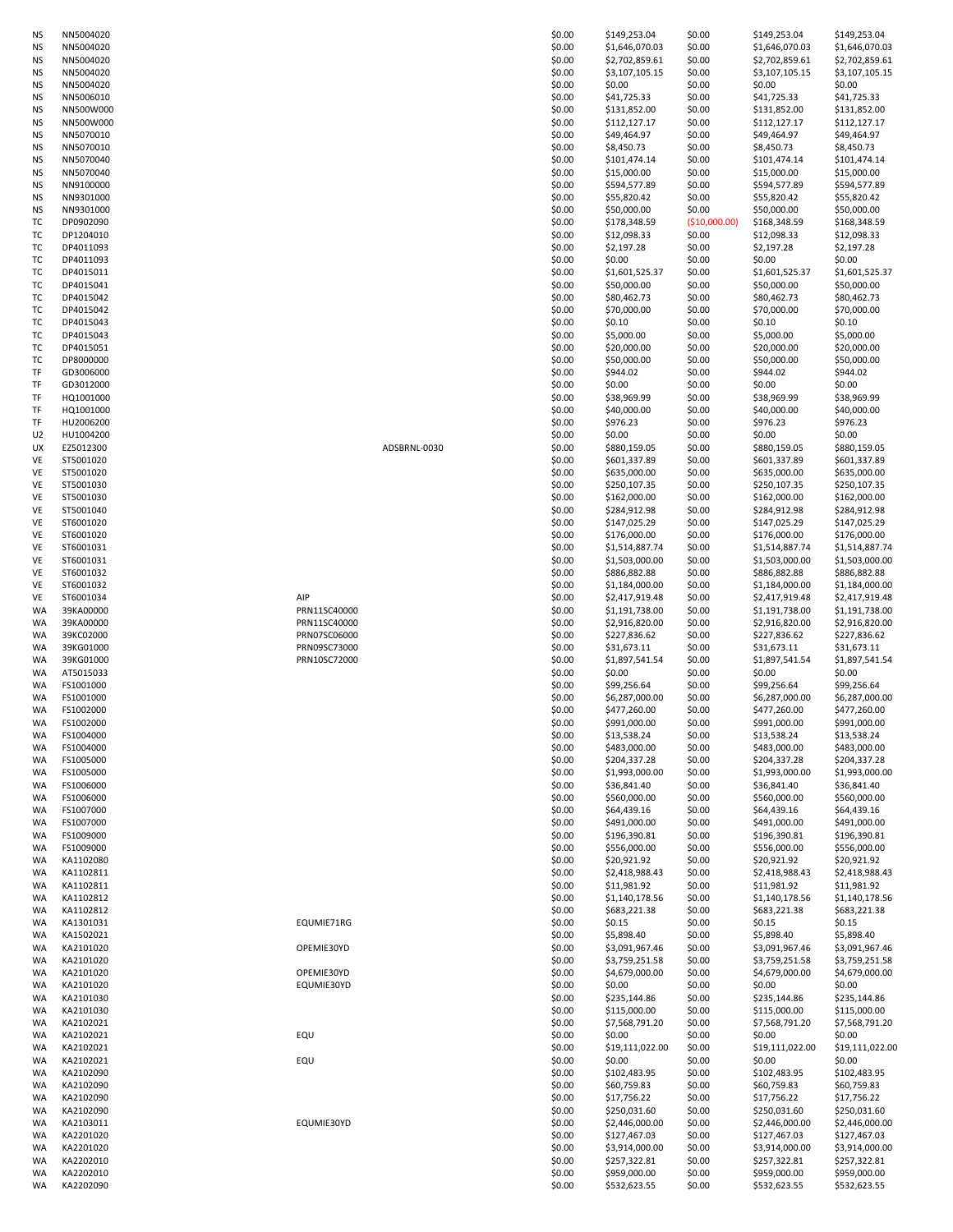| | | | | | | | | |
|---|---|---|---|---|---|---|---|---|
| NS | NN5004020 | | | $0.00 | $149,253.04 | $0.00 | $149,253.04 | $149,253.04 |
| NS | NN5004020 | | | $0.00 | $1,646,070.03 | $0.00 | $1,646,070.03 | $1,646,070.03 |
| NS | NN5004020 | | | $0.00 | $2,702,859.61 | $0.00 | $2,702,859.61 | $2,702,859.61 |
| NS | NN5004020 | | | $0.00 | $3,107,105.15 | $0.00 | $3,107,105.15 | $3,107,105.15 |
| NS | NN5004020 | | | $0.00 | $0.00 | $0.00 | $0.00 | $0.00 |
| NS | NN5006010 | | | $0.00 | $41,725.33 | $0.00 | $41,725.33 | $41,725.33 |
| NS | NN500W000 | | | $0.00 | $131,852.00 | $0.00 | $131,852.00 | $131,852.00 |
| NS | NN500W000 | | | $0.00 | $112,127.17 | $0.00 | $112,127.17 | $112,127.17 |
| NS | NN5070010 | | | $0.00 | $49,464.97 | $0.00 | $49,464.97 | $49,464.97 |
| NS | NN5070010 | | | $0.00 | $8,450.73 | $0.00 | $8,450.73 | $8,450.73 |
| NS | NN5070040 | | | $0.00 | $101,474.14 | $0.00 | $101,474.14 | $101,474.14 |
| NS | NN5070040 | | | $0.00 | $15,000.00 | $0.00 | $15,000.00 | $15,000.00 |
| NS | NN9100000 | | | $0.00 | $594,577.89 | $0.00 | $594,577.89 | $594,577.89 |
| NS | NN9301000 | | | $0.00 | $55,820.42 | $0.00 | $55,820.42 | $55,820.42 |
| NS | NN9301000 | | | $0.00 | $50,000.00 | $0.00 | $50,000.00 | $50,000.00 |
| TC | DP0902090 | | | $0.00 | $178,348.59 | ($10,000.00) | $168,348.59 | $168,348.59 |
| TC | DP1204010 | | | $0.00 | $12,098.33 | $0.00 | $12,098.33 | $12,098.33 |
| TC | DP4011093 | | | $0.00 | $2,197.28 | $0.00 | $2,197.28 | $2,197.28 |
| TC | DP4011093 | | | $0.00 | $0.00 | $0.00 | $0.00 | $0.00 |
| TC | DP4015011 | | | $0.00 | $1,601,525.37 | $0.00 | $1,601,525.37 | $1,601,525.37 |
| TC | DP4015041 | | | $0.00 | $50,000.00 | $0.00 | $50,000.00 | $50,000.00 |
| TC | DP4015042 | | | $0.00 | $80,462.73 | $0.00 | $80,462.73 | $80,462.73 |
| TC | DP4015042 | | | $0.00 | $70,000.00 | $0.00 | $70,000.00 | $70,000.00 |
| TC | DP4015043 | | | $0.00 | $0.10 | $0.00 | $0.10 | $0.10 |
| TC | DP4015043 | | | $0.00 | $5,000.00 | $0.00 | $5,000.00 | $5,000.00 |
| TC | DP4015051 | | | $0.00 | $20,000.00 | $0.00 | $20,000.00 | $20,000.00 |
| TC | DP8000000 | | | $0.00 | $50,000.00 | $0.00 | $50,000.00 | $50,000.00 |
| TF | GD3006000 | | | $0.00 | $944.02 | $0.00 | $944.02 | $944.02 |
| TF | GD3012000 | | | $0.00 | $0.00 | $0.00 | $0.00 | $0.00 |
| TF | HQ1001000 | | | $0.00 | $38,969.99 | $0.00 | $38,969.99 | $38,969.99 |
| TF | HQ1001000 | | | $0.00 | $40,000.00 | $0.00 | $40,000.00 | $40,000.00 |
| TF | HU2006200 | | | $0.00 | $976.23 | $0.00 | $976.23 | $976.23 |
| U2 | HU1004200 | | | $0.00 | $0.00 | $0.00 | $0.00 | $0.00 |
| UX | EZ5012300 | | ADSBRNL-0030 | $0.00 | $880,159.05 | $0.00 | $880,159.05 | $880,159.05 |
| VE | ST5001020 | | | $0.00 | $601,337.89 | $0.00 | $601,337.89 | $601,337.89 |
| VE | ST5001020 | | | $0.00 | $635,000.00 | $0.00 | $635,000.00 | $635,000.00 |
| VE | ST5001030 | | | $0.00 | $250,107.35 | $0.00 | $250,107.35 | $250,107.35 |
| VE | ST5001030 | | | $0.00 | $162,000.00 | $0.00 | $162,000.00 | $162,000.00 |
| VE | ST5001040 | | | $0.00 | $284,912.98 | $0.00 | $284,912.98 | $284,912.98 |
| VE | ST6001020 | | | $0.00 | $147,025.29 | $0.00 | $147,025.29 | $147,025.29 |
| VE | ST6001020 | | | $0.00 | $176,000.00 | $0.00 | $176,000.00 | $176,000.00 |
| VE | ST6001031 | | | $0.00 | $1,514,887.74 | $0.00 | $1,514,887.74 | $1,514,887.74 |
| VE | ST6001031 | | | $0.00 | $1,503,000.00 | $0.00 | $1,503,000.00 | $1,503,000.00 |
| VE | ST6001032 | | | $0.00 | $886,882.88 | $0.00 | $886,882.88 | $886,882.88 |
| VE | ST6001032 | | | $0.00 | $1,184,000.00 | $0.00 | $1,184,000.00 | $1,184,000.00 |
| VE | ST6001034 | AIP | | $0.00 | $2,417,919.48 | $0.00 | $2,417,919.48 | $2,417,919.48 |
| WA | 39KA00000 | PRN11SC40000 | | $0.00 | $1,191,738.00 | $0.00 | $1,191,738.00 | $1,191,738.00 |
| WA | 39KA00000 | PRN11SC40000 | | $0.00 | $2,916,820.00 | $0.00 | $2,916,820.00 | $2,916,820.00 |
| WA | 39KC02000 | PRN07SC06000 | | $0.00 | $227,836.62 | $0.00 | $227,836.62 | $227,836.62 |
| WA | 39KG01000 | PRN09SC73000 | | $0.00 | $31,673.11 | $0.00 | $31,673.11 | $31,673.11 |
| WA | 39KG01000 | PRN10SC72000 | | $0.00 | $1,897,541.54 | $0.00 | $1,897,541.54 | $1,897,541.54 |
| WA | AT5015033 | | | $0.00 | $0.00 | $0.00 | $0.00 | $0.00 |
| WA | FS1001000 | | | $0.00 | $99,256.64 | $0.00 | $99,256.64 | $99,256.64 |
| WA | FS1001000 | | | $0.00 | $6,287,000.00 | $0.00 | $6,287,000.00 | $6,287,000.00 |
| WA | FS1002000 | | | $0.00 | $477,260.00 | $0.00 | $477,260.00 | $477,260.00 |
| WA | FS1002000 | | | $0.00 | $991,000.00 | $0.00 | $991,000.00 | $991,000.00 |
| WA | FS1004000 | | | $0.00 | $13,538.24 | $0.00 | $13,538.24 | $13,538.24 |
| WA | FS1004000 | | | $0.00 | $483,000.00 | $0.00 | $483,000.00 | $483,000.00 |
| WA | FS1005000 | | | $0.00 | $204,337.28 | $0.00 | $204,337.28 | $204,337.28 |
| WA | FS1005000 | | | $0.00 | $1,993,000.00 | $0.00 | $1,993,000.00 | $1,993,000.00 |
| WA | FS1006000 | | | $0.00 | $36,841.40 | $0.00 | $36,841.40 | $36,841.40 |
| WA | FS1006000 | | | $0.00 | $560,000.00 | $0.00 | $560,000.00 | $560,000.00 |
| WA | FS1007000 | | | $0.00 | $64,439.16 | $0.00 | $64,439.16 | $64,439.16 |
| WA | FS1007000 | | | $0.00 | $491,000.00 | $0.00 | $491,000.00 | $491,000.00 |
| WA | FS1009000 | | | $0.00 | $196,390.81 | $0.00 | $196,390.81 | $196,390.81 |
| WA | FS1009000 | | | $0.00 | $556,000.00 | $0.00 | $556,000.00 | $556,000.00 |
| WA | KA1102080 | | | $0.00 | $20,921.92 | $0.00 | $20,921.92 | $20,921.92 |
| WA | KA1102811 | | | $0.00 | $2,418,988.43 | $0.00 | $2,418,988.43 | $2,418,988.43 |
| WA | KA1102811 | | | $0.00 | $11,981.92 | $0.00 | $11,981.92 | $11,981.92 |
| WA | KA1102812 | | | $0.00 | $1,140,178.56 | $0.00 | $1,140,178.56 | $1,140,178.56 |
| WA | KA1102812 | | | $0.00 | $683,221.38 | $0.00 | $683,221.38 | $683,221.38 |
| WA | KA1301031 | EQUMIE71RG | | $0.00 | $0.15 | $0.00 | $0.15 | $0.15 |
| WA | KA1502021 | | | $0.00 | $5,898.40 | $0.00 | $5,898.40 | $5,898.40 |
| WA | KA2101020 | OPEMIE30YD | | $0.00 | $3,091,967.46 | $0.00 | $3,091,967.46 | $3,091,967.46 |
| WA | KA2101020 | | | $0.00 | $3,759,251.58 | $0.00 | $3,759,251.58 | $3,759,251.58 |
| WA | KA2101020 | OPEMIE30YD | | $0.00 | $4,679,000.00 | $0.00 | $4,679,000.00 | $4,679,000.00 |
| WA | KA2101020 | EQUMIE30YD | | $0.00 | $0.00 | $0.00 | $0.00 | $0.00 |
| WA | KA2101030 | | | $0.00 | $235,144.86 | $0.00 | $235,144.86 | $235,144.86 |
| WA | KA2101030 | | | $0.00 | $115,000.00 | $0.00 | $115,000.00 | $115,000.00 |
| WA | KA2102021 | | | $0.00 | $7,568,791.20 | $0.00 | $7,568,791.20 | $7,568,791.20 |
| WA | KA2102021 | EQU | | $0.00 | $0.00 | $0.00 | $0.00 | $0.00 |
| WA | KA2102021 | | | $0.00 | $19,111,022.00 | $0.00 | $19,111,022.00 | $19,111,022.00 |
| WA | KA2102021 | EQU | | $0.00 | $0.00 | $0.00 | $0.00 | $0.00 |
| WA | KA2102090 | | | $0.00 | $102,483.95 | $0.00 | $102,483.95 | $102,483.95 |
| WA | KA2102090 | | | $0.00 | $60,759.83 | $0.00 | $60,759.83 | $60,759.83 |
| WA | KA2102090 | | | $0.00 | $17,756.22 | $0.00 | $17,756.22 | $17,756.22 |
| WA | KA2102090 | | | $0.00 | $250,031.60 | $0.00 | $250,031.60 | $250,031.60 |
| WA | KA2103011 | EQUMIE30YD | | $0.00 | $2,446,000.00 | $0.00 | $2,446,000.00 | $2,446,000.00 |
| WA | KA2201020 | | | $0.00 | $127,467.03 | $0.00 | $127,467.03 | $127,467.03 |
| WA | KA2201020 | | | $0.00 | $3,914,000.00 | $0.00 | $3,914,000.00 | $3,914,000.00 |
| WA | KA2202010 | | | $0.00 | $257,322.81 | $0.00 | $257,322.81 | $257,322.81 |
| WA | KA2202010 | | | $0.00 | $959,000.00 | $0.00 | $959,000.00 | $959,000.00 |
| WA | KA2202090 | | | $0.00 | $532,623.55 | $0.00 | $532,623.55 | $532,623.55 |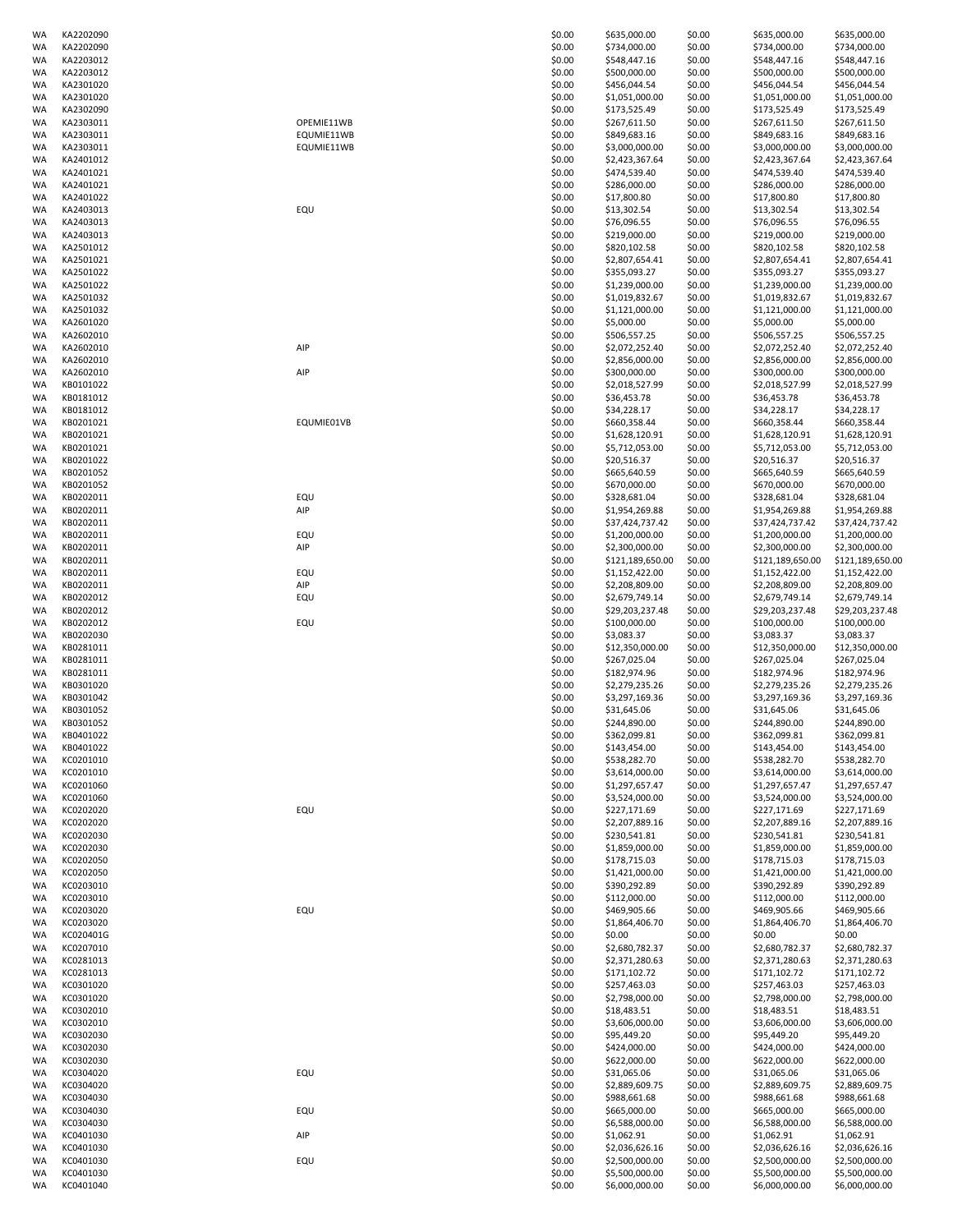| | | | | | | | |
|---|---|---|---|---|---|---|---|
| WA | KA2202090 | | $0.00 | $635,000.00 | $0.00 | $635,000.00 | $635,000.00 |
| WA | KA2202090 | | $0.00 | $734,000.00 | $0.00 | $734,000.00 | $734,000.00 |
| WA | KA2203012 | | $0.00 | $548,447.16 | $0.00 | $548,447.16 | $548,447.16 |
| WA | KA2203012 | | $0.00 | $500,000.00 | $0.00 | $500,000.00 | $500,000.00 |
| WA | KA2301020 | | $0.00 | $456,044.54 | $0.00 | $456,044.54 | $456,044.54 |
| WA | KA2301020 | | $0.00 | $1,051,000.00 | $0.00 | $1,051,000.00 | $1,051,000.00 |
| WA | KA2302090 | | $0.00 | $173,525.49 | $0.00 | $173,525.49 | $173,525.49 |
| WA | KA2303011 | OPEMIE11WB | $0.00 | $267,611.50 | $0.00 | $267,611.50 | $267,611.50 |
| WA | KA2303011 | EQUMIE11WB | $0.00 | $849,683.16 | $0.00 | $849,683.16 | $849,683.16 |
| WA | KA2303011 | EQUMIE11WB | $0.00 | $3,000,000.00 | $0.00 | $3,000,000.00 | $3,000,000.00 |
| WA | KA2401012 | | $0.00 | $2,423,367.64 | $0.00 | $2,423,367.64 | $2,423,367.64 |
| WA | KA2401021 | | $0.00 | $474,539.40 | $0.00 | $474,539.40 | $474,539.40 |
| WA | KA2401021 | | $0.00 | $286,000.00 | $0.00 | $286,000.00 | $286,000.00 |
| WA | KA2401022 | | $0.00 | $17,800.80 | $0.00 | $17,800.80 | $17,800.80 |
| WA | KA2403013 | EQU | $0.00 | $13,302.54 | $0.00 | $13,302.54 | $13,302.54 |
| WA | KA2403013 | | $0.00 | $76,096.55 | $0.00 | $76,096.55 | $76,096.55 |
| WA | KA2403013 | | $0.00 | $219,000.00 | $0.00 | $219,000.00 | $219,000.00 |
| WA | KA2501012 | | $0.00 | $820,102.58 | $0.00 | $820,102.58 | $820,102.58 |
| WA | KA2501021 | | $0.00 | $2,807,654.41 | $0.00 | $2,807,654.41 | $2,807,654.41 |
| WA | KA2501022 | | $0.00 | $355,093.27 | $0.00 | $355,093.27 | $355,093.27 |
| WA | KA2501022 | | $0.00 | $1,239,000.00 | $0.00 | $1,239,000.00 | $1,239,000.00 |
| WA | KA2501032 | | $0.00 | $1,019,832.67 | $0.00 | $1,019,832.67 | $1,019,832.67 |
| WA | KA2501032 | | $0.00 | $1,121,000.00 | $0.00 | $1,121,000.00 | $1,121,000.00 |
| WA | KA2601020 | | $0.00 | $5,000.00 | $0.00 | $5,000.00 | $5,000.00 |
| WA | KA2602010 | | $0.00 | $506,557.25 | $0.00 | $506,557.25 | $506,557.25 |
| WA | KA2602010 | AIP | $0.00 | $2,072,252.40 | $0.00 | $2,072,252.40 | $2,072,252.40 |
| WA | KA2602010 | | $0.00 | $2,856,000.00 | $0.00 | $2,856,000.00 | $2,856,000.00 |
| WA | KA2602010 | AIP | $0.00 | $300,000.00 | $0.00 | $300,000.00 | $300,000.00 |
| WA | KB0101022 | | $0.00 | $2,018,527.99 | $0.00 | $2,018,527.99 | $2,018,527.99 |
| WA | KB0181012 | | $0.00 | $36,453.78 | $0.00 | $36,453.78 | $36,453.78 |
| WA | KB0181012 | | $0.00 | $34,228.17 | $0.00 | $34,228.17 | $34,228.17 |
| WA | KB0201021 | EQUMIE01VB | $0.00 | $660,358.44 | $0.00 | $660,358.44 | $660,358.44 |
| WA | KB0201021 | | $0.00 | $1,628,120.91 | $0.00 | $1,628,120.91 | $1,628,120.91 |
| WA | KB0201021 | | $0.00 | $5,712,053.00 | $0.00 | $5,712,053.00 | $5,712,053.00 |
| WA | KB0201022 | | $0.00 | $20,516.37 | $0.00 | $20,516.37 | $20,516.37 |
| WA | KB0201052 | | $0.00 | $665,640.59 | $0.00 | $665,640.59 | $665,640.59 |
| WA | KB0201052 | | $0.00 | $670,000.00 | $0.00 | $670,000.00 | $670,000.00 |
| WA | KB0202011 | EQU | $0.00 | $328,681.04 | $0.00 | $328,681.04 | $328,681.04 |
| WA | KB0202011 | AIP | $0.00 | $1,954,269.88 | $0.00 | $1,954,269.88 | $1,954,269.88 |
| WA | KB0202011 | | $0.00 | $37,424,737.42 | $0.00 | $37,424,737.42 | $37,424,737.42 |
| WA | KB0202011 | EQU | $0.00 | $1,200,000.00 | $0.00 | $1,200,000.00 | $1,200,000.00 |
| WA | KB0202011 | AIP | $0.00 | $2,300,000.00 | $0.00 | $2,300,000.00 | $2,300,000.00 |
| WA | KB0202011 | | $0.00 | $121,189,650.00 | $0.00 | $121,189,650.00 | $121,189,650.00 |
| WA | KB0202011 | EQU | $0.00 | $1,152,422.00 | $0.00 | $1,152,422.00 | $1,152,422.00 |
| WA | KB0202011 | AIP | $0.00 | $2,208,809.00 | $0.00 | $2,208,809.00 | $2,208,809.00 |
| WA | KB0202012 | EQU | $0.00 | $2,679,749.14 | $0.00 | $2,679,749.14 | $2,679,749.14 |
| WA | KB0202012 | | $0.00 | $29,203,237.48 | $0.00 | $29,203,237.48 | $29,203,237.48 |
| WA | KB0202012 | EQU | $0.00 | $100,000.00 | $0.00 | $100,000.00 | $100,000.00 |
| WA | KB0202030 | | $0.00 | $3,083.37 | $0.00 | $3,083.37 | $3,083.37 |
| WA | KB0281011 | | $0.00 | $12,350,000.00 | $0.00 | $12,350,000.00 | $12,350,000.00 |
| WA | KB0281011 | | $0.00 | $267,025.04 | $0.00 | $267,025.04 | $267,025.04 |
| WA | KB0281011 | | $0.00 | $182,974.96 | $0.00 | $182,974.96 | $182,974.96 |
| WA | KB0301020 | | $0.00 | $2,279,235.26 | $0.00 | $2,279,235.26 | $2,279,235.26 |
| WA | KB0301042 | | $0.00 | $3,297,169.36 | $0.00 | $3,297,169.36 | $3,297,169.36 |
| WA | KB0301052 | | $0.00 | $31,645.06 | $0.00 | $31,645.06 | $31,645.06 |
| WA | KB0301052 | | $0.00 | $244,890.00 | $0.00 | $244,890.00 | $244,890.00 |
| WA | KB0401022 | | $0.00 | $362,099.81 | $0.00 | $362,099.81 | $362,099.81 |
| WA | KB0401022 | | $0.00 | $143,454.00 | $0.00 | $143,454.00 | $143,454.00 |
| WA | KC0201010 | | $0.00 | $538,282.70 | $0.00 | $538,282.70 | $538,282.70 |
| WA | KC0201010 | | $0.00 | $3,614,000.00 | $0.00 | $3,614,000.00 | $3,614,000.00 |
| WA | KC0201060 | | $0.00 | $1,297,657.47 | $0.00 | $1,297,657.47 | $1,297,657.47 |
| WA | KC0201060 | | $0.00 | $3,524,000.00 | $0.00 | $3,524,000.00 | $3,524,000.00 |
| WA | KC0202020 | EQU | $0.00 | $227,171.69 | $0.00 | $227,171.69 | $227,171.69 |
| WA | KC0202020 | | $0.00 | $2,207,889.16 | $0.00 | $2,207,889.16 | $2,207,889.16 |
| WA | KC0202030 | | $0.00 | $230,541.81 | $0.00 | $230,541.81 | $230,541.81 |
| WA | KC0202030 | | $0.00 | $1,859,000.00 | $0.00 | $1,859,000.00 | $1,859,000.00 |
| WA | KC0202050 | | $0.00 | $178,715.03 | $0.00 | $178,715.03 | $178,715.03 |
| WA | KC0202050 | | $0.00 | $1,421,000.00 | $0.00 | $1,421,000.00 | $1,421,000.00 |
| WA | KC0203010 | | $0.00 | $390,292.89 | $0.00 | $390,292.89 | $390,292.89 |
| WA | KC0203010 | | $0.00 | $112,000.00 | $0.00 | $112,000.00 | $112,000.00 |
| WA | KC0203020 | EQU | $0.00 | $469,905.66 | $0.00 | $469,905.66 | $469,905.66 |
| WA | KC0203020 | | $0.00 | $1,864,406.70 | $0.00 | $1,864,406.70 | $1,864,406.70 |
| WA | KC020401G | | $0.00 | $0.00 | $0.00 | $0.00 | $0.00 |
| WA | KC0207010 | | $0.00 | $2,680,782.37 | $0.00 | $2,680,782.37 | $2,680,782.37 |
| WA | KC0281013 | | $0.00 | $2,371,280.63 | $0.00 | $2,371,280.63 | $2,371,280.63 |
| WA | KC0281013 | | $0.00 | $171,102.72 | $0.00 | $171,102.72 | $171,102.72 |
| WA | KC0301020 | | $0.00 | $257,463.03 | $0.00 | $257,463.03 | $257,463.03 |
| WA | KC0301020 | | $0.00 | $2,798,000.00 | $0.00 | $2,798,000.00 | $2,798,000.00 |
| WA | KC0302010 | | $0.00 | $18,483.51 | $0.00 | $18,483.51 | $18,483.51 |
| WA | KC0302010 | | $0.00 | $3,606,000.00 | $0.00 | $3,606,000.00 | $3,606,000.00 |
| WA | KC0302030 | | $0.00 | $95,449.20 | $0.00 | $95,449.20 | $95,449.20 |
| WA | KC0302030 | | $0.00 | $424,000.00 | $0.00 | $424,000.00 | $424,000.00 |
| WA | KC0302030 | | $0.00 | $622,000.00 | $0.00 | $622,000.00 | $622,000.00 |
| WA | KC0304020 | EQU | $0.00 | $31,065.06 | $0.00 | $31,065.06 | $31,065.06 |
| WA | KC0304020 | | $0.00 | $2,889,609.75 | $0.00 | $2,889,609.75 | $2,889,609.75 |
| WA | KC0304030 | | $0.00 | $988,661.68 | $0.00 | $988,661.68 | $988,661.68 |
| WA | KC0304030 | EQU | $0.00 | $665,000.00 | $0.00 | $665,000.00 | $665,000.00 |
| WA | KC0304030 | | $0.00 | $6,588,000.00 | $0.00 | $6,588,000.00 | $6,588,000.00 |
| WA | KC0401030 | AIP | $0.00 | $1,062.91 | $0.00 | $1,062.91 | $1,062.91 |
| WA | KC0401030 | | $0.00 | $2,036,626.16 | $0.00 | $2,036,626.16 | $2,036,626.16 |
| WA | KC0401030 | EQU | $0.00 | $2,500,000.00 | $0.00 | $2,500,000.00 | $2,500,000.00 |
| WA | KC0401030 | | $0.00 | $5,500,000.00 | $0.00 | $5,500,000.00 | $5,500,000.00 |
| WA | KC0401040 | | $0.00 | $6,000,000.00 | $0.00 | $6,000,000.00 | $6,000,000.00 |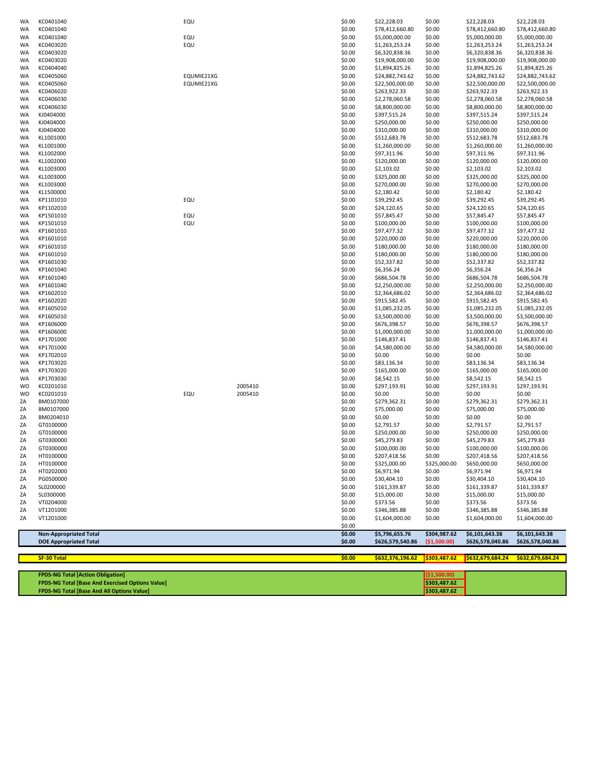| | | | | | | | | |
|---|---|---|---|---|---|---|---|---|
| WA | KC0401040 | EQU | | $0.00 | $22,228.03 | $0.00 | $22,228.03 | $22,228.03 |
| WA | KC0401040 | | | $0.00 | $78,412,660.80 | $0.00 | $78,412,660.80 | $78,412,660.80 |
| WA | KC0401040 | EQU | | $0.00 | $5,000,000.00 | $0.00 | $5,000,000.00 | $5,000,000.00 |
| WA | KC0403020 | EQU | | $0.00 | $1,263,253.24 | $0.00 | $1,263,253.24 | $1,263,253.24 |
| WA | KC0403020 | | | $0.00 | $6,320,838.36 | $0.00 | $6,320,838.36 | $6,320,838.36 |
| WA | KC0403020 | | | $0.00 | $19,908,000.00 | $0.00 | $19,908,000.00 | $19,908,000.00 |
| WA | KC0404040 | | | $0.00 | $1,894,825.26 | $0.00 | $1,894,825.26 | $1,894,825.26 |
| WA | KC0405060 | EQUMIE21XG | | $0.00 | $24,882,743.62 | $0.00 | $24,882,743.62 | $24,882,743.62 |
| WA | KC0405060 | EQUMIE21XG | | $0.00 | $22,500,000.00 | $0.00 | $22,500,000.00 | $22,500,000.00 |
| WA | KC0406020 | | | $0.00 | $263,922.33 | $0.00 | $263,922.33 | $263,922.33 |
| WA | KC0406030 | | | $0.00 | $2,278,060.58 | $0.00 | $2,278,060.58 | $2,278,060.58 |
| WA | KC0406030 | | | $0.00 | $8,800,000.00 | $0.00 | $8,800,000.00 | $8,800,000.00 |
| WA | KJ0404000 | | | $0.00 | $397,515.24 | $0.00 | $397,515.24 | $397,515.24 |
| WA | KJ0404000 | | | $0.00 | $250,000.00 | $0.00 | $250,000.00 | $250,000.00 |
| WA | KJ0404000 | | | $0.00 | $310,000.00 | $0.00 | $310,000.00 | $310,000.00 |
| WA | KL1001000 | | | $0.00 | $512,683.78 | $0.00 | $512,683.78 | $512,683.78 |
| WA | KL1001000 | | | $0.00 | $1,260,000.00 | $0.00 | $1,260,000.00 | $1,260,000.00 |
| WA | KL1002000 | | | $0.00 | $97,311.96 | $0.00 | $97,311.96 | $97,311.96 |
| WA | KL1002000 | | | $0.00 | $120,000.00 | $0.00 | $120,000.00 | $120,000.00 |
| WA | KL1003000 | | | $0.00 | $2,103.02 | $0.00 | $2,103.02 | $2,103.02 |
| WA | KL1003000 | | | $0.00 | $325,000.00 | $0.00 | $325,000.00 | $325,000.00 |
| WA | KL1003000 | | | $0.00 | $270,000.00 | $0.00 | $270,000.00 | $270,000.00 |
| WA | KL1500000 | | | $0.00 | $2,180.42 | $0.00 | $2,180.42 | $2,180.42 |
| WA | KP1101010 | EQU | | $0.00 | $39,292.45 | $0.00 | $39,292.45 | $39,292.45 |
| WA | KP1102010 | | | $0.00 | $24,120.65 | $0.00 | $24,120.65 | $24,120.65 |
| WA | KP1501010 | EQU | | $0.00 | $57,845.47 | $0.00 | $57,845.47 | $57,845.47 |
| WA | KP1501010 | EQU | | $0.00 | $100,000.00 | $0.00 | $100,000.00 | $100,000.00 |
| WA | KP1601010 | | | $0.00 | $97,477.32 | $0.00 | $97,477.32 | $97,477.32 |
| WA | KP1601010 | | | $0.00 | $220,000.00 | $0.00 | $220,000.00 | $220,000.00 |
| WA | KP1601010 | | | $0.00 | $180,000.00 | $0.00 | $180,000.00 | $180,000.00 |
| WA | KP1601010 | | | $0.00 | $180,000.00 | $0.00 | $180,000.00 | $180,000.00 |
| WA | KP1601030 | | | $0.00 | $52,337.82 | $0.00 | $52,337.82 | $52,337.82 |
| WA | KP1601040 | | | $0.00 | $6,356.24 | $0.00 | $6,356.24 | $6,356.24 |
| WA | KP1601040 | | | $0.00 | $686,504.78 | $0.00 | $686,504.78 | $686,504.78 |
| WA | KP1601040 | | | $0.00 | $2,250,000.00 | $0.00 | $2,250,000.00 | $2,250,000.00 |
| WA | KP1602010 | | | $0.00 | $2,364,686.02 | $0.00 | $2,364,686.02 | $2,364,686.02 |
| WA | KP1602020 | | | $0.00 | $915,582.45 | $0.00 | $915,582.45 | $915,582.45 |
| WA | KP1605010 | | | $0.00 | $1,085,232.05 | $0.00 | $1,085,232.05 | $1,085,232.05 |
| WA | KP1605010 | | | $0.00 | $3,500,000.00 | $0.00 | $3,500,000.00 | $3,500,000.00 |
| WA | KP1606000 | | | $0.00 | $676,398.57 | $0.00 | $676,398.57 | $676,398.57 |
| WA | KP1606000 | | | $0.00 | $1,000,000.00 | $0.00 | $1,000,000.00 | $1,000,000.00 |
| WA | KP1701000 | | | $0.00 | $146,837.41 | $0.00 | $146,837.41 | $146,837.41 |
| WA | KP1701000 | | | $0.00 | $4,580,000.00 | $0.00 | $4,580,000.00 | $4,580,000.00 |
| WA | KP1702010 | | | $0.00 | $0.00 | $0.00 | $0.00 | $0.00 |
| WA | KP1703020 | | | $0.00 | $83,136.34 | $0.00 | $83,136.34 | $83,136.34 |
| WA | KP1703020 | | | $0.00 | $165,000.00 | $0.00 | $165,000.00 | $165,000.00 |
| WA | KP1703030 | | | $0.00 | $8,542.15 | $0.00 | $8,542.15 | $8,542.15 |
| WO | KC0201010 | | 2005410 | $0.00 | $297,193.91 | $0.00 | $297,193.91 | $297,193.91 |
| WO | KC0201010 | EQU | 2005410 | $0.00 | $0.00 | $0.00 | $0.00 | $0.00 |
| ZA | BM0107000 | | | $0.00 | $279,362.31 | $0.00 | $279,362.31 | $279,362.31 |
| ZA | BM0107000 | | | $0.00 | $75,000.00 | $0.00 | $75,000.00 | $75,000.00 |
| ZA | BM0204010 | | | $0.00 | $0.00 | $0.00 | $0.00 | $0.00 |
| ZA | GT0100000 | | | $0.00 | $2,791.57 | $0.00 | $2,791.57 | $2,791.57 |
| ZA | GT0100000 | | | $0.00 | $250,000.00 | $0.00 | $250,000.00 | $250,000.00 |
| ZA | GT0300000 | | | $0.00 | $45,279.83 | $0.00 | $45,279.83 | $45,279.83 |
| ZA | GT0300000 | | | $0.00 | $100,000.00 | $0.00 | $100,000.00 | $100,000.00 |
| ZA | HT0100000 | | | $0.00 | $207,418.56 | $0.00 | $207,418.56 | $207,418.56 |
| ZA | HT0100000 | | | $0.00 | $325,000.00 | $325,000.00 | $650,000.00 | $650,000.00 |
| ZA | HT0202000 | | | $0.00 | $6,971.94 | $0.00 | $6,971.94 | $6,971.94 |
| ZA | PG0500000 | | | $0.00 | $30,404.10 | $0.00 | $30,404.10 | $30,404.10 |
| ZA | SL0200000 | | | $0.00 | $161,339.87 | $0.00 | $161,339.87 | $161,339.87 |
| ZA | SL0300000 | | | $0.00 | $15,000.00 | $0.00 | $15,000.00 | $15,000.00 |
| ZA | VT0204000 | | | $0.00 | $373.56 | $0.00 | $373.56 | $373.56 |
| ZA | VT1201000 | | | $0.00 | $346,385.88 | $0.00 | $346,385.88 | $346,385.88 |
| ZA | VT1201000 | | | $0.00 | $1,604,000.00 | $0.00 | $1,604,000.00 | $1,604,000.00 |
| | | | | $0.00 | | | | |
| | **Non-Appropriated Total** | | | **$0.00** | **$5,796,655.76** | **$304,987.62** | **$6,101,643.38** | **$6,101,643.38** |
| | **DOE Appropriated Total** | | | **$0.00** | **$626,579,540.86** | **($1,500.00)** | **$626,578,040.86** | **$626,578,040.86** |
| | **SF-30 Total** | | | **$0.00** | **$632,376,196.62** | **$303,487.62** | **$632,679,684.24** | **$632,679,684.24** |

| | |
|---|---|
| **FPDS-NG Total [Action Obligation]** | **($1,500.00)** |
| **FPDS-NG Total [Base And Exercised Options Value]** | **$303,487.62** |
| **FPDS-NG Total [Base And All Options Value]** | **$303,487.62** |